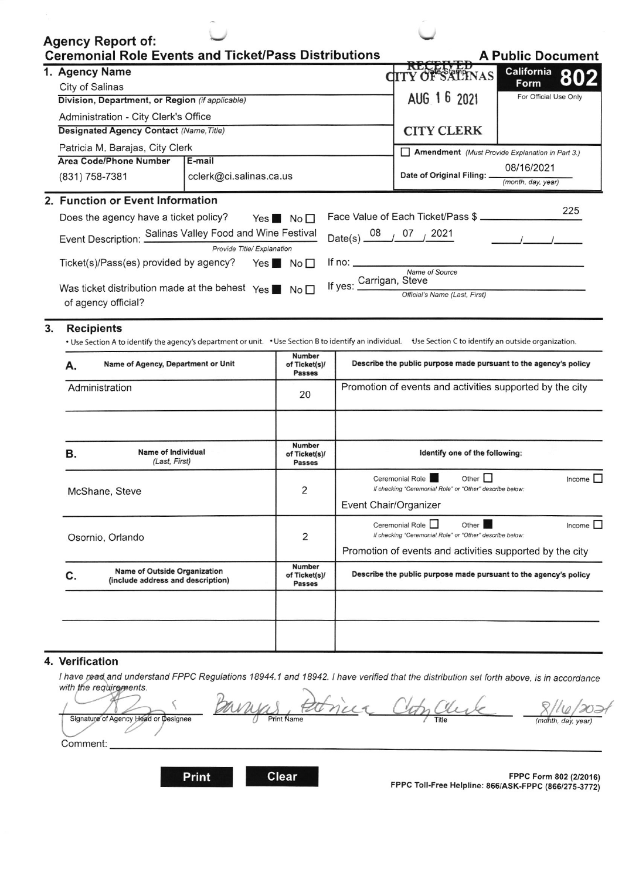# Agency Report of: Ceremonial Role Events and Ticket/Pass Distributions

**A Public Document**

**California Form 802**

For Official Use Only

RECEIVED
CITY OF SALINAS
AUG 16 2021
CITY CLERK

## 1. Agency Name

City of Salinas

**Division, Department, or Region** *(if applicable)*

Administration - City Clerk's Office

**Designated Agency Contact** *(Name, Title)*

Patricia M. Barajas, City Clerk

| **Area Code/Phone Number** | **E-mail** |
|---|---|
| (831) 758-7381 | cclerk@ci.salinas.ca.us |

☐ **Amendment** *(Must Provide Explanation in Part 3.)*

Date of Original Filing: 08/16/2021 *(month, day, year)*

## 2. Function or Event Information

Does the agency have a ticket policy? Yes ■ No ☐

Face Value of Each Ticket/Pass $ 225

Event Description: Salinas Valley Food and Wine Festival *(Provide Title/ Explanation)*

Date(s) 08 / 07 / 2021 ___/___/___

Ticket(s)/Pass(es) provided by agency? Yes ■ No ☐

If no: ________________ *(Name of Source)*

Was ticket distribution made at the behest of agency official? Yes ■ No ☐

If yes: Carrigan, Steve *(Official's Name (Last, First))*

## 3. Recipients

• Use Section A to identify the agency's department or unit. • Use Section B to identify an individual. • Use Section C to identify an outside organization.

| **A.** Name of Agency, Department or Unit | Number of Ticket(s)/ Passes | Describe the public purpose made pursuant to the agency's policy |
|---|---|---|
| Administration | 20 | Promotion of events and activities supported by the city |
| | | |

| **B.** Name of Individual (Last, First) | Number of Ticket(s)/ Passes | Identify one of the following: |
|---|---|---|
| McShane, Steve | 2 | Ceremonial Role ■ Other ☐ Income ☐ *If checking "Ceremonial Role" or "Other" describe below:* Event Chair/Organizer |
| Osornio, Orlando | 2 | Ceremonial Role ☐ Other ■ Income ☐ *If checking "Ceremonial Role" or "Other" describe below:* Promotion of events and activities supported by the city |

| **C.** Name of Outside Organization (include address and description) | Number of Ticket(s)/ Passes | Describe the public purpose made pursuant to the agency's policy |
|---|---|---|
| | | |
| | | |

## 4. Verification

*I have read and understand FPPC Regulations 18944.1 and 18942. I have verified that the distribution set forth above, is in accordance with the requirements.*

| [signature] | Barajas, Patricia | City Clerk | 8/16/2021 |
|---|---|---|---|
| Signature of Agency Head or Designee | Print Name | Title | (month, day, year) |

Comment: ________________

Print Clear

FPPC Form 802 (2/2016)
FPPC Toll-Free Helpline: 866/ASK-FPPC (866/275-3772)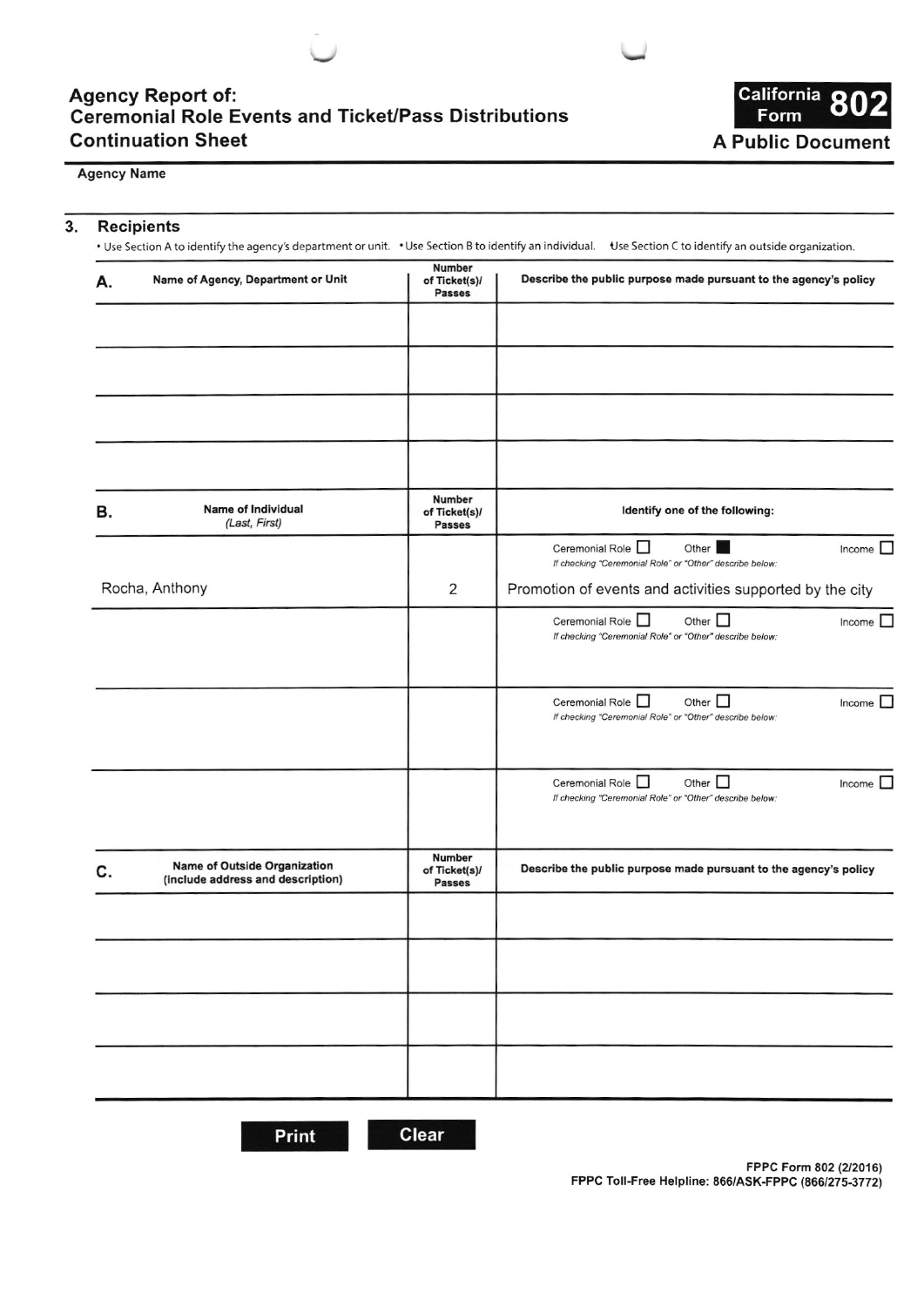# Agency Report of: Ceremonial Role Events and Ticket/Pass Distributions Continuation Sheet

**California Form 802**

**A Public Document**

**Agency Name**

## 3. Recipients

• Use Section A to identify the agency's department or unit. • Use Section B to identify an individual. • Use Section C to identify an outside organization.

| A. Name of Agency, Department or Unit | Number of Ticket(s)/ Passes | Describe the public purpose made pursuant to the agency's policy |
|---|---|---|
| | | |
| | | |
| | | |
| | | |

| B. Name of Individual (Last, First) | Number of Ticket(s)/ Passes | Identify one of the following: |
|---|---|---|
| Rocha, Anthony | 2 | Ceremonial Role ☐ Other ☒ Income ☐ *If checking "Ceremonial Role" or "Other" describe below:* Promotion of events and activities supported by the city |
| | | Ceremonial Role ☐ Other ☐ Income ☐ *If checking "Ceremonial Role" or "Other" describe below:* |
| | | Ceremonial Role ☐ Other ☐ Income ☐ *If checking "Ceremonial Role" or "Other" describe below:* |
| | | Ceremonial Role ☐ Other ☐ Income ☐ *If checking "Ceremonial Role" or "Other" describe below:* |

| C. Name of Outside Organization (include address and description) | Number of Ticket(s)/ Passes | Describe the public purpose made pursuant to the agency's policy |
|---|---|---|
| | | |
| | | |
| | | |
| | | |

Print Clear

FPPC Form 802 (2/2016)
FPPC Toll-Free Helpline: 866/ASK-FPPC (866/275-3772)